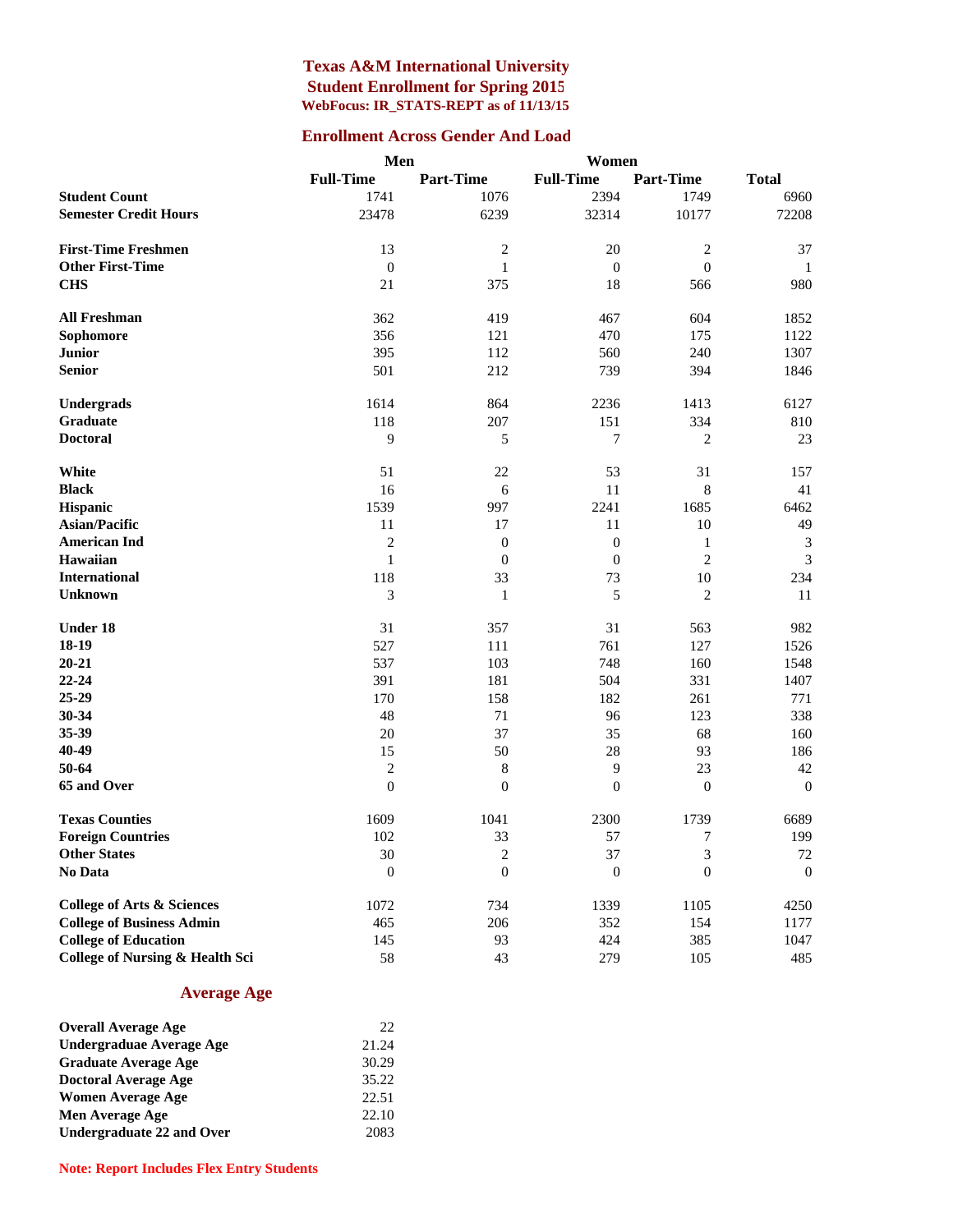# Texas A&M International University

## Student Enrollment for Spring 2015

### WebFocus: IR_STATS-REPT as of 11/13/15

## Enrollment Across Gender And Load

| | Men | | Women | | |
|---|---|---|---|---|---|
| | Full-Time | Part-Time | Full-Time | Part-Time | Total |
| **Student Count** | 1741 | 1076 | 2394 | 1749 | 6960 |
| **Semester Credit Hours** | 23478 | 6239 | 32314 | 10177 | 72208 |
| | | | | | |
| **First-Time Freshmen** | 13 | 2 | 20 | 2 | 37 |
| **Other First-Time** | 0 | 1 | 0 | 0 | 1 |
| **CHS** | 21 | 375 | 18 | 566 | 980 |
| | | | | | |
| **All Freshman** | 362 | 419 | 467 | 604 | 1852 |
| **Sophomore** | 356 | 121 | 470 | 175 | 1122 |
| **Junior** | 395 | 112 | 560 | 240 | 1307 |
| **Senior** | 501 | 212 | 739 | 394 | 1846 |
| | | | | | |
| **Undergrads** | 1614 | 864 | 2236 | 1413 | 6127 |
| **Graduate** | 118 | 207 | 151 | 334 | 810 |
| **Doctoral** | 9 | 5 | 7 | 2 | 23 |
| | | | | | |
| **White** | 51 | 22 | 53 | 31 | 157 |
| **Black** | 16 | 6 | 11 | 8 | 41 |
| **Hispanic** | 1539 | 997 | 2241 | 1685 | 6462 |
| **Asian/Pacific** | 11 | 17 | 11 | 10 | 49 |
| **American Ind** | 2 | 0 | 0 | 1 | 3 |
| **Hawaiian** | 1 | 0 | 0 | 2 | 3 |
| **International** | 118 | 33 | 73 | 10 | 234 |
| **Unknown** | 3 | 1 | 5 | 2 | 11 |
| | | | | | |
| **Under 18** | 31 | 357 | 31 | 563 | 982 |
| **18-19** | 527 | 111 | 761 | 127 | 1526 |
| **20-21** | 537 | 103 | 748 | 160 | 1548 |
| **22-24** | 391 | 181 | 504 | 331 | 1407 |
| **25-29** | 170 | 158 | 182 | 261 | 771 |
| **30-34** | 48 | 71 | 96 | 123 | 338 |
| **35-39** | 20 | 37 | 35 | 68 | 160 |
| **40-49** | 15 | 50 | 28 | 93 | 186 |
| **50-64** | 2 | 8 | 9 | 23 | 42 |
| **65 and Over** | 0 | 0 | 0 | 0 | 0 |
| | | | | | |
| **Texas Counties** | 1609 | 1041 | 2300 | 1739 | 6689 |
| **Foreign Countries** | 102 | 33 | 57 | 7 | 199 |
| **Other States** | 30 | 2 | 37 | 3 | 72 |
| **No Data** | 0 | 0 | 0 | 0 | 0 |
| | | | | | |
| **College of Arts & Sciences** | 1072 | 734 | 1339 | 1105 | 4250 |
| **College of Business Admin** | 465 | 206 | 352 | 154 | 1177 |
| **College of Education** | 145 | 93 | 424 | 385 | 1047 |
| **College of Nursing & Health Sci** | 58 | 43 | 279 | 105 | 485 |

## Average Age

| | |
|---|---|
| **Overall Average Age** | 22 |
| **Undergraduae Average Age** | 21.24 |
| **Graduate Average Age** | 30.29 |
| **Doctoral Average Age** | 35.22 |
| **Women Average Age** | 22.51 |
| **Men Average Age** | 22.10 |
| **Undergraduate 22 and Over** | 2083 |

**Note: Report Includes Flex Entry Students**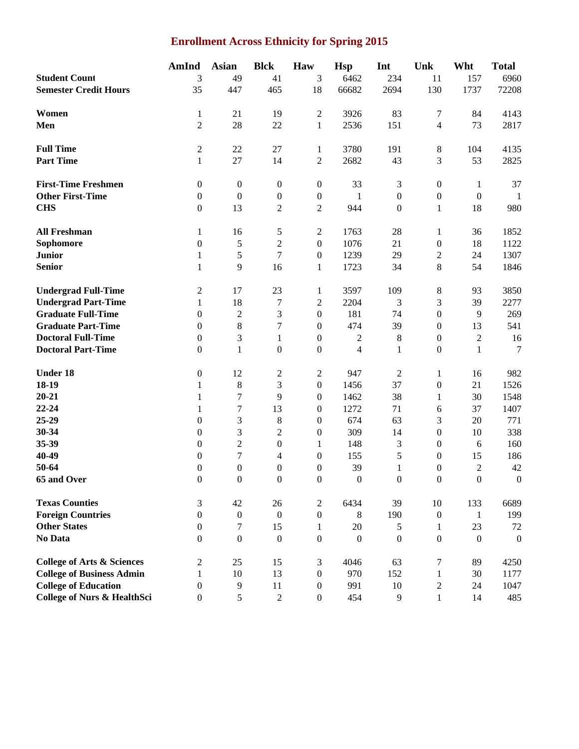# Enrollment Across Ethnicity for Spring 2015

| | AmInd | Asian | Blck | Haw | Hsp | Int | Unk | Wht | Total |
|---|---|---|---|---|---|---|---|---|---|
| **Student Count** | 3 | 49 | 41 | 3 | 6462 | 234 | 11 | 157 | 6960 |
| **Semester Credit Hours** | 35 | 447 | 465 | 18 | 66682 | 2694 | 130 | 1737 | 72208 |
| | | | | | | | | | |
| **Women** | 1 | 21 | 19 | 2 | 3926 | 83 | 7 | 84 | 4143 |
| **Men** | 2 | 28 | 22 | 1 | 2536 | 151 | 4 | 73 | 2817 |
| | | | | | | | | | |
| **Full Time** | 2 | 22 | 27 | 1 | 3780 | 191 | 8 | 104 | 4135 |
| **Part Time** | 1 | 27 | 14 | 2 | 2682 | 43 | 3 | 53 | 2825 |
| | | | | | | | | | |
| **First-Time Freshmen** | 0 | 0 | 0 | 0 | 33 | 3 | 0 | 1 | 37 |
| **Other First-Time** | 0 | 0 | 0 | 0 | 1 | 0 | 0 | 0 | 1 |
| **CHS** | 0 | 13 | 2 | 2 | 944 | 0 | 1 | 18 | 980 |
| | | | | | | | | | |
| **All Freshman** | 1 | 16 | 5 | 2 | 1763 | 28 | 1 | 36 | 1852 |
| **Sophomore** | 0 | 5 | 2 | 0 | 1076 | 21 | 0 | 18 | 1122 |
| **Junior** | 1 | 5 | 7 | 0 | 1239 | 29 | 2 | 24 | 1307 |
| **Senior** | 1 | 9 | 16 | 1 | 1723 | 34 | 8 | 54 | 1846 |
| | | | | | | | | | |
| **Undergrad Full-Time** | 2 | 17 | 23 | 1 | 3597 | 109 | 8 | 93 | 3850 |
| **Undergrad Part-Time** | 1 | 18 | 7 | 2 | 2204 | 3 | 3 | 39 | 2277 |
| **Graduate Full-Time** | 0 | 2 | 3 | 0 | 181 | 74 | 0 | 9 | 269 |
| **Graduate Part-Time** | 0 | 8 | 7 | 0 | 474 | 39 | 0 | 13 | 541 |
| **Doctoral Full-Time** | 0 | 3 | 1 | 0 | 2 | 8 | 0 | 2 | 16 |
| **Doctoral Part-Time** | 0 | 1 | 0 | 0 | 4 | 1 | 0 | 1 | 7 |
| | | | | | | | | | |
| **Under 18** | 0 | 12 | 2 | 2 | 947 | 2 | 1 | 16 | 982 |
| **18-19** | 1 | 8 | 3 | 0 | 1456 | 37 | 0 | 21 | 1526 |
| **20-21** | 1 | 7 | 9 | 0 | 1462 | 38 | 1 | 30 | 1548 |
| **22-24** | 1 | 7 | 13 | 0 | 1272 | 71 | 6 | 37 | 1407 |
| **25-29** | 0 | 3 | 8 | 0 | 674 | 63 | 3 | 20 | 771 |
| **30-34** | 0 | 3 | 2 | 0 | 309 | 14 | 0 | 10 | 338 |
| **35-39** | 0 | 2 | 0 | 1 | 148 | 3 | 0 | 6 | 160 |
| **40-49** | 0 | 7 | 4 | 0 | 155 | 5 | 0 | 15 | 186 |
| **50-64** | 0 | 0 | 0 | 0 | 39 | 1 | 0 | 2 | 42 |
| **65 and Over** | 0 | 0 | 0 | 0 | 0 | 0 | 0 | 0 | 0 |
| | | | | | | | | | |
| **Texas Counties** | 3 | 42 | 26 | 2 | 6434 | 39 | 10 | 133 | 6689 |
| **Foreign Countries** | 0 | 0 | 0 | 0 | 8 | 190 | 0 | 1 | 199 |
| **Other States** | 0 | 7 | 15 | 1 | 20 | 5 | 1 | 23 | 72 |
| **No Data** | 0 | 0 | 0 | 0 | 0 | 0 | 0 | 0 | 0 |
| | | | | | | | | | |
| **College of Arts & Sciences** | 2 | 25 | 15 | 3 | 4046 | 63 | 7 | 89 | 4250 |
| **College of Business Admin** | 1 | 10 | 13 | 0 | 970 | 152 | 1 | 30 | 1177 |
| **College of Education** | 0 | 9 | 11 | 0 | 991 | 10 | 2 | 24 | 1047 |
| **College of Nurs & HealthSci** | 0 | 5 | 2 | 0 | 454 | 9 | 1 | 14 | 485 |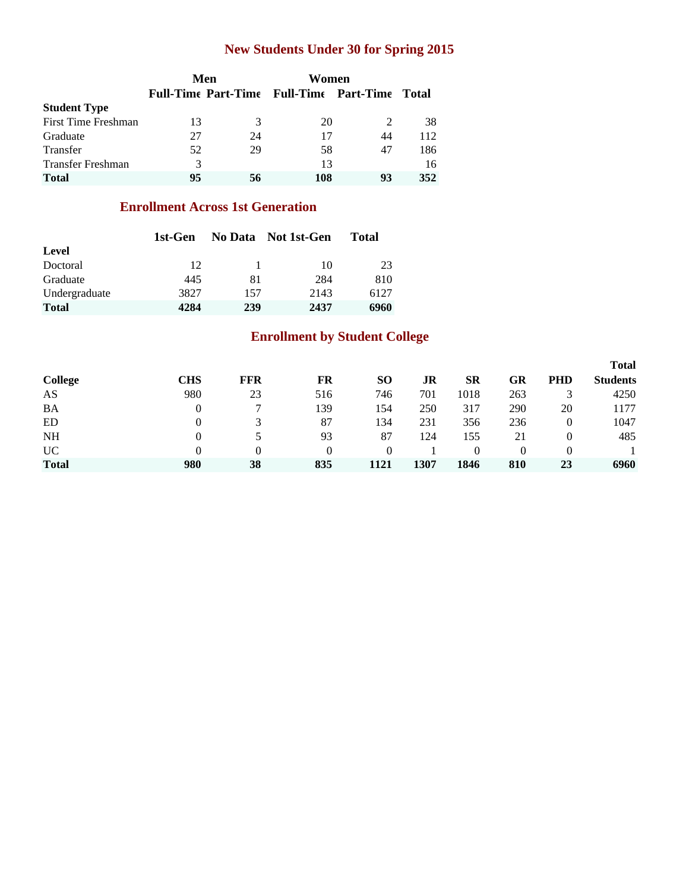## New Students Under 30 for Spring 2015

| | Men | | Women | | |
|---|---|---|---|---|---|
| | Full-Time | Part-Time | Full-Time | Part-Time | Total |
| **Student Type** | | | | | |
| First Time Freshman | 13 | 3 | 20 | 2 | 38 |
| Graduate | 27 | 24 | 17 | 44 | 112 |
| Transfer | 52 | 29 | 58 | 47 | 186 |
| Transfer Freshman | 3 | | 13 | | 16 |
| **Total** | **95** | **56** | **108** | **93** | **352** |

## Enrollment Across 1st Generation

| | 1st-Gen | No Data | Not 1st-Gen | Total |
|---|---|---|---|---|
| **Level** | | | | |
| Doctoral | 12 | 1 | 10 | 23 |
| Graduate | 445 | 81 | 284 | 810 |
| Undergraduate | 3827 | 157 | 2143 | 6127 |
| **Total** | **4284** | **239** | **2437** | **6960** |

## Enrollment by Student College

| College | CHS | FFR | FR | SO | JR | SR | GR | PHD | Total Students |
|---|---|---|---|---|---|---|---|---|---|
| AS | 980 | 23 | 516 | 746 | 701 | 1018 | 263 | 3 | 4250 |
| BA | 0 | 7 | 139 | 154 | 250 | 317 | 290 | 20 | 1177 |
| ED | 0 | 3 | 87 | 134 | 231 | 356 | 236 | 0 | 1047 |
| NH | 0 | 5 | 93 | 87 | 124 | 155 | 21 | 0 | 485 |
| UC | 0 | 0 | 0 | 0 | 1 | 0 | 0 | 0 | 1 |
| **Total** | **980** | **38** | **835** | **1121** | **1307** | **1846** | **810** | **23** | **6960** |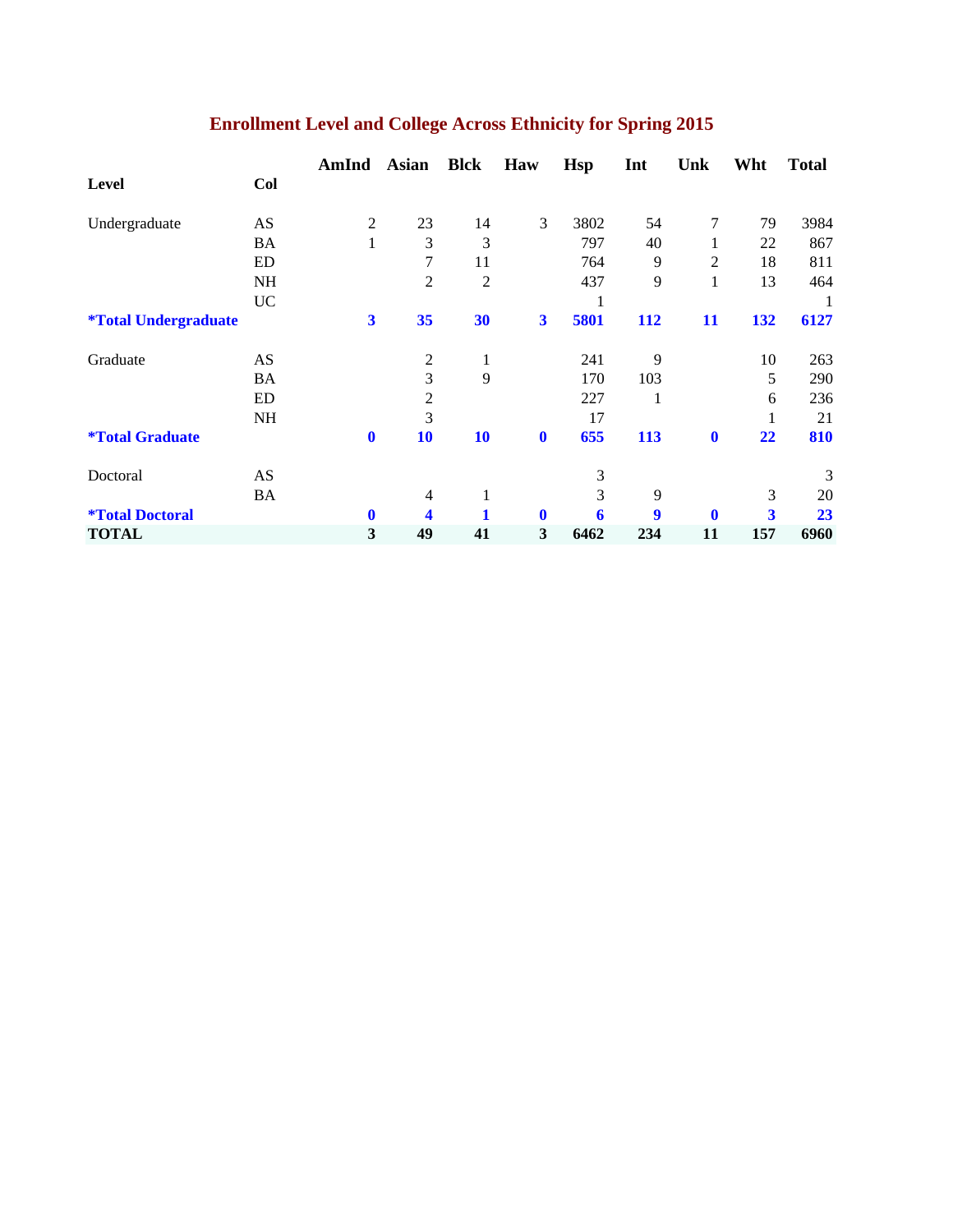## Enrollment Level and College Across Ethnicity for Spring 2015

| Level | Col | AmInd | Asian | Blck | Haw | Hsp | Int | Unk | Wht | Total |
|---|---|---|---|---|---|---|---|---|---|---|
| Undergraduate | AS | 2 | 23 | 14 | 3 | 3802 | 54 | 7 | 79 | 3984 |
| | BA | 1 | 3 | 3 | | 797 | 40 | 1 | 22 | 867 |
| | ED | | 7 | 11 | | 764 | 9 | 2 | 18 | 811 |
| | NH | | 2 | 2 | | 437 | 9 | 1 | 13 | 464 |
| | UC | | | | | 1 | | | | 1 |
| **\*Total Undergraduate** | | **3** | **35** | **30** | **3** | **5801** | **112** | **11** | **132** | **6127** |
| Graduate | AS | | 2 | 1 | | 241 | 9 | | 10 | 263 |
| | BA | | 3 | 9 | | 170 | 103 | | 5 | 290 |
| | ED | | 2 | | | 227 | 1 | | 6 | 236 |
| | NH | | 3 | | | 17 | | | 1 | 21 |
| **\*Total Graduate** | | **0** | **10** | **10** | **0** | **655** | **113** | **0** | **22** | **810** |
| Doctoral | AS | | | | | 3 | | | | 3 |
| | BA | | 4 | 1 | | 3 | 9 | | 3 | 20 |
| **\*Total Doctoral** | | **0** | **4** | **1** | **0** | **6** | **9** | **0** | **3** | **23** |
| **TOTAL** | | **3** | **49** | **41** | **3** | **6462** | **234** | **11** | **157** | **6960** |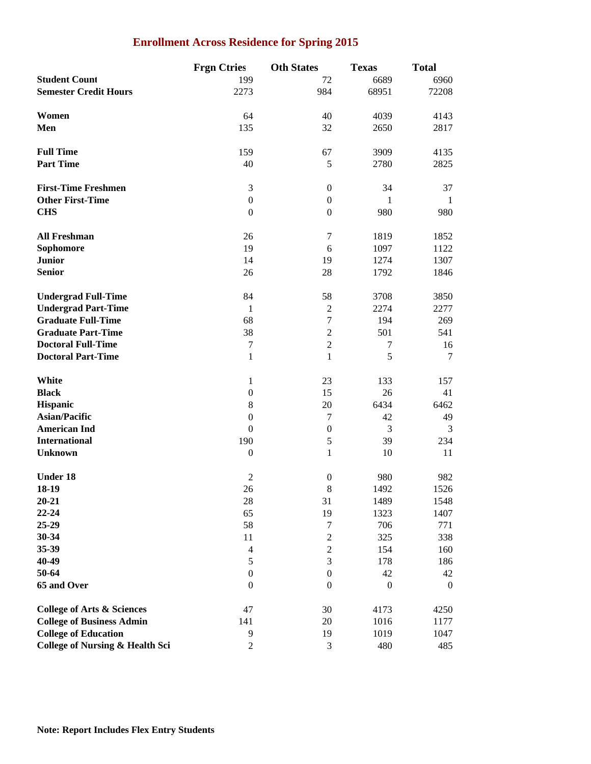## Enrollment Across Residence for Spring 2015

| | Frgn Ctries | Oth States | Texas | Total |
|---|---|---|---|---|
| **Student Count** | 199 | 72 | 6689 | 6960 |
| **Semester Credit Hours** | 2273 | 984 | 68951 | 72208 |
| | | | | |
| **Women** | 64 | 40 | 4039 | 4143 |
| **Men** | 135 | 32 | 2650 | 2817 |
| | | | | |
| **Full Time** | 159 | 67 | 3909 | 4135 |
| **Part Time** | 40 | 5 | 2780 | 2825 |
| | | | | |
| **First-Time Freshmen** | 3 | 0 | 34 | 37 |
| **Other First-Time** | 0 | 0 | 1 | 1 |
| **CHS** | 0 | 0 | 980 | 980 |
| | | | | |
| **All Freshman** | 26 | 7 | 1819 | 1852 |
| **Sophomore** | 19 | 6 | 1097 | 1122 |
| **Junior** | 14 | 19 | 1274 | 1307 |
| **Senior** | 26 | 28 | 1792 | 1846 |
| | | | | |
| **Undergrad Full-Time** | 84 | 58 | 3708 | 3850 |
| **Undergrad Part-Time** | 1 | 2 | 2274 | 2277 |
| **Graduate Full-Time** | 68 | 7 | 194 | 269 |
| **Graduate Part-Time** | 38 | 2 | 501 | 541 |
| **Doctoral Full-Time** | 7 | 2 | 7 | 16 |
| **Doctoral Part-Time** | 1 | 1 | 5 | 7 |
| | | | | |
| **White** | 1 | 23 | 133 | 157 |
| **Black** | 0 | 15 | 26 | 41 |
| **Hispanic** | 8 | 20 | 6434 | 6462 |
| **Asian/Pacific** | 0 | 7 | 42 | 49 |
| **American Ind** | 0 | 0 | 3 | 3 |
| **International** | 190 | 5 | 39 | 234 |
| **Unknown** | 0 | 1 | 10 | 11 |
| | | | | |
| **Under 18** | 2 | 0 | 980 | 982 |
| **18-19** | 26 | 8 | 1492 | 1526 |
| **20-21** | 28 | 31 | 1489 | 1548 |
| **22-24** | 65 | 19 | 1323 | 1407 |
| **25-29** | 58 | 7 | 706 | 771 |
| **30-34** | 11 | 2 | 325 | 338 |
| **35-39** | 4 | 2 | 154 | 160 |
| **40-49** | 5 | 3 | 178 | 186 |
| **50-64** | 0 | 0 | 42 | 42 |
| **65 and Over** | 0 | 0 | 0 | 0 |
| | | | | |
| **College of Arts & Sciences** | 47 | 30 | 4173 | 4250 |
| **College of Business Admin** | 141 | 20 | 1016 | 1177 |
| **College of Education** | 9 | 19 | 1019 | 1047 |
| **College of Nursing & Health Sci** | 2 | 3 | 480 | 485 |

**Note: Report Includes Flex Entry Students**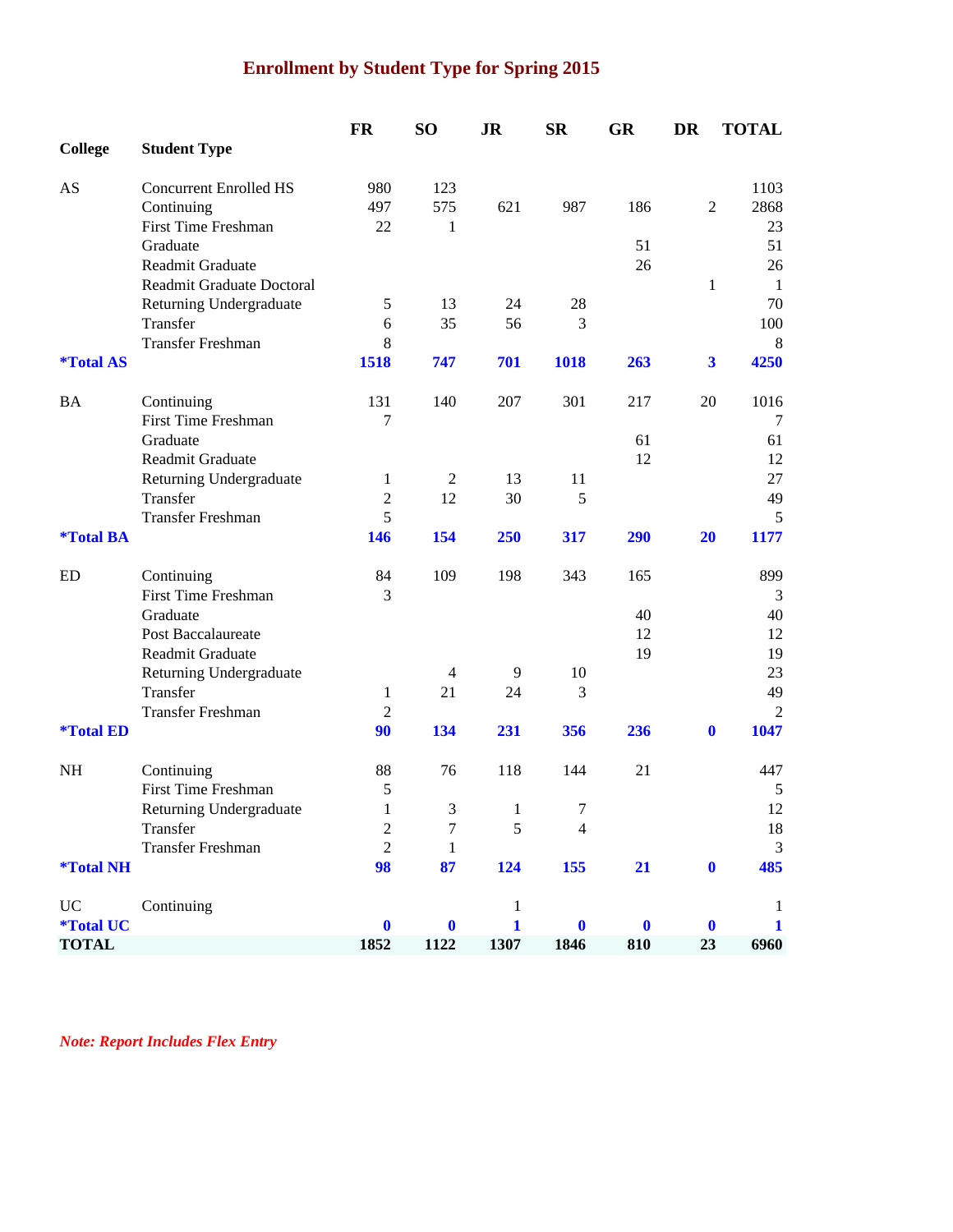# Enrollment by Student Type for Spring 2015

| College | Student Type | FR | SO | JR | SR | GR | DR | TOTAL |
|---|---|---|---|---|---|---|---|---|
| AS | Concurrent Enrolled HS | 980 | 123 | | | | | 1103 |
| | Continuing | 497 | 575 | 621 | 987 | 186 | 2 | 2868 |
| | First Time Freshman | 22 | 1 | | | | | 23 |
| | Graduate | | | | | 51 | | 51 |
| | Readmit Graduate | | | | | 26 | | 26 |
| | Readmit Graduate Doctoral | | | | | | 1 | 1 |
| | Returning Undergraduate | 5 | 13 | 24 | 28 | | | 70 |
| | Transfer | 6 | 35 | 56 | 3 | | | 100 |
| | Transfer Freshman | 8 | | | | | | 8 |
| ***Total AS** | | **1518** | **747** | **701** | **1018** | **263** | **3** | **4250** |
| BA | Continuing | 131 | 140 | 207 | 301 | 217 | 20 | 1016 |
| | First Time Freshman | 7 | | | | | | 7 |
| | Graduate | | | | | 61 | | 61 |
| | Readmit Graduate | | | | | 12 | | 12 |
| | Returning Undergraduate | 1 | 2 | 13 | 11 | | | 27 |
| | Transfer | 2 | 12 | 30 | 5 | | | 49 |
| | Transfer Freshman | 5 | | | | | | 5 |
| ***Total BA** | | **146** | **154** | **250** | **317** | **290** | **20** | **1177** |
| ED | Continuing | 84 | 109 | 198 | 343 | 165 | | 899 |
| | First Time Freshman | 3 | | | | | | 3 |
| | Graduate | | | | | 40 | | 40 |
| | Post Baccalaureate | | | | | 12 | | 12 |
| | Readmit Graduate | | | | | 19 | | 19 |
| | Returning Undergraduate | | 4 | 9 | 10 | | | 23 |
| | Transfer | 1 | 21 | 24 | 3 | | | 49 |
| | Transfer Freshman | 2 | | | | | | 2 |
| ***Total ED** | | **90** | **134** | **231** | **356** | **236** | **0** | **1047** |
| NH | Continuing | 88 | 76 | 118 | 144 | 21 | | 447 |
| | First Time Freshman | 5 | | | | | | 5 |
| | Returning Undergraduate | 1 | 3 | 1 | 7 | | | 12 |
| | Transfer | 2 | 7 | 5 | 4 | | | 18 |
| | Transfer Freshman | 2 | 1 | | | | | 3 |
| ***Total NH** | | **98** | **87** | **124** | **155** | **21** | **0** | **485** |
| UC | Continuing | | | 1 | | | | 1 |
| ***Total UC** | | **0** | **0** | **1** | **0** | **0** | **0** | **1** |
| **TOTAL** | | **1852** | **1122** | **1307** | **1846** | **810** | **23** | **6960** |

*Note: Report Includes Flex Entry*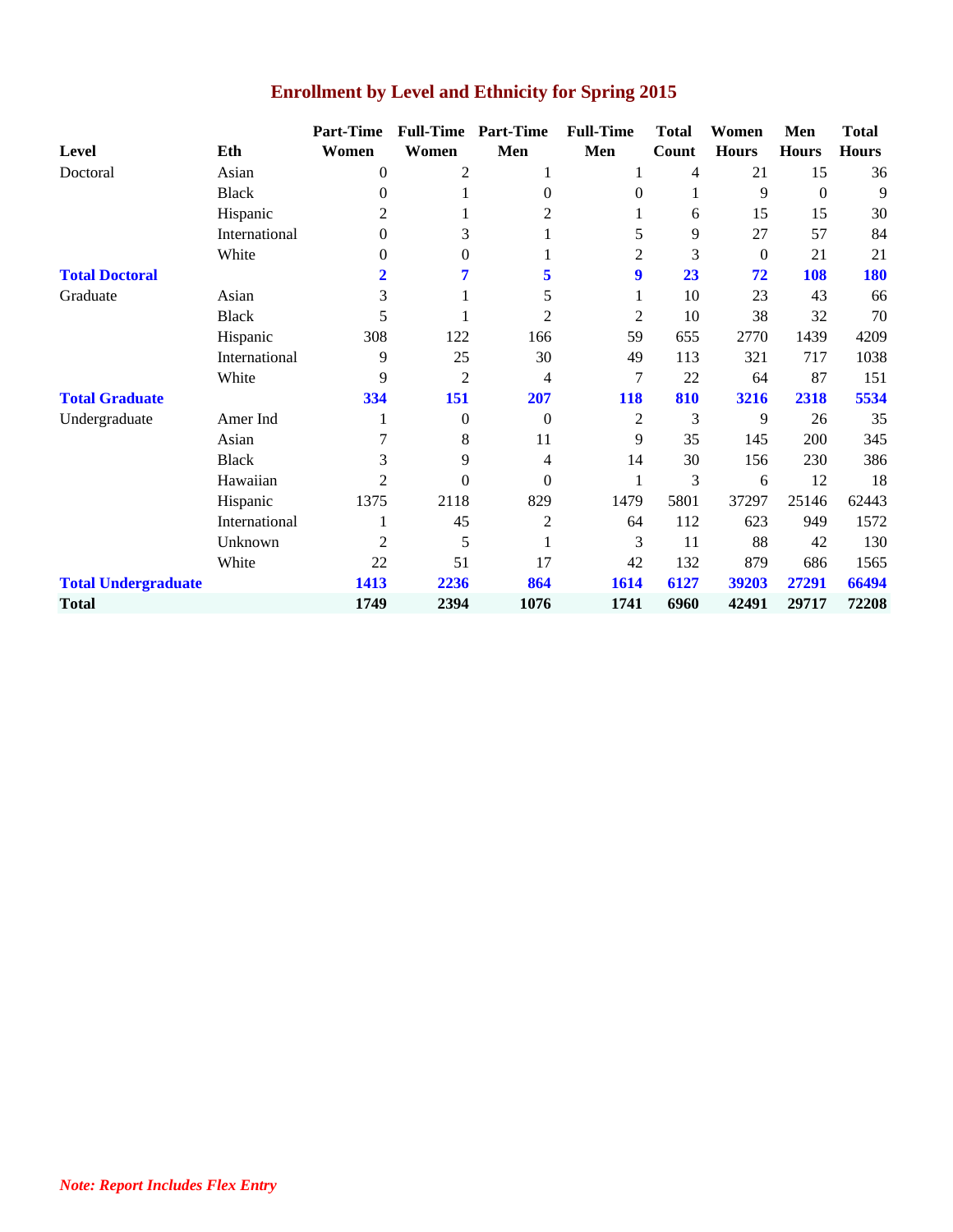# Enrollment by Level and Ethnicity for Spring 2015

| Level | Eth | Part-Time Women | Full-Time Women | Part-Time Men | Full-Time Men | Total Count | Women Hours | Men Hours | Total Hours |
|---|---|---|---|---|---|---|---|---|---|
| Doctoral | Asian | 0 | 2 | 1 | 1 | 4 | 21 | 15 | 36 |
| | Black | 0 | 1 | 0 | 0 | 1 | 9 | 0 | 9 |
| | Hispanic | 2 | 1 | 2 | 1 | 6 | 15 | 15 | 30 |
| | International | 0 | 3 | 1 | 5 | 9 | 27 | 57 | 84 |
| | White | 0 | 0 | 1 | 2 | 3 | 0 | 21 | 21 |
| **Total Doctoral** | | **2** | **7** | **5** | **9** | **23** | **72** | **108** | **180** |
| Graduate | Asian | 3 | 1 | 5 | 1 | 10 | 23 | 43 | 66 |
| | Black | 5 | 1 | 2 | 2 | 10 | 38 | 32 | 70 |
| | Hispanic | 308 | 122 | 166 | 59 | 655 | 2770 | 1439 | 4209 |
| | International | 9 | 25 | 30 | 49 | 113 | 321 | 717 | 1038 |
| | White | 9 | 2 | 4 | 7 | 22 | 64 | 87 | 151 |
| **Total Graduate** | | **334** | **151** | **207** | **118** | **810** | **3216** | **2318** | **5534** |
| Undergraduate | Amer Ind | 1 | 0 | 0 | 2 | 3 | 9 | 26 | 35 |
| | Asian | 7 | 8 | 11 | 9 | 35 | 145 | 200 | 345 |
| | Black | 3 | 9 | 4 | 14 | 30 | 156 | 230 | 386 |
| | Hawaiian | 2 | 0 | 0 | 1 | 3 | 6 | 12 | 18 |
| | Hispanic | 1375 | 2118 | 829 | 1479 | 5801 | 37297 | 25146 | 62443 |
| | International | 1 | 45 | 2 | 64 | 112 | 623 | 949 | 1572 |
| | Unknown | 2 | 5 | 1 | 3 | 11 | 88 | 42 | 130 |
| | White | 22 | 51 | 17 | 42 | 132 | 879 | 686 | 1565 |
| **Total Undergraduate** | | **1413** | **2236** | **864** | **1614** | **6127** | **39203** | **27291** | **66494** |
| **Total** | | **1749** | **2394** | **1076** | **1741** | **6960** | **42491** | **29717** | **72208** |

***Note: Report Includes Flex Entry***